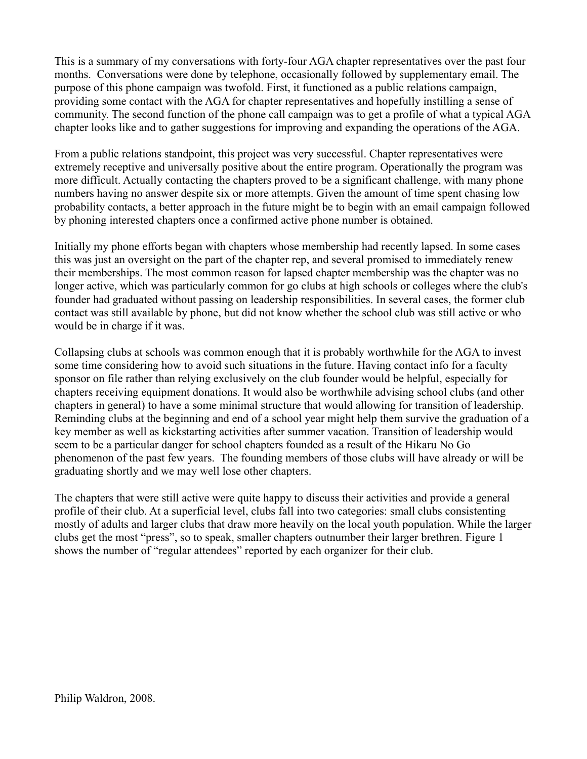This is a summary of my conversations with forty-four AGA chapter representatives over the past four months. Conversations were done by telephone, occasionally followed by supplementary email. The purpose of this phone campaign was twofold. First, it functioned as a public relations campaign, providing some contact with the AGA for chapter representatives and hopefully instilling a sense of community. The second function of the phone call campaign was to get a profile of what a typical AGA chapter looks like and to gather suggestions for improving and expanding the operations of the AGA.

From a public relations standpoint, this project was very successful. Chapter representatives were extremely receptive and universally positive about the entire program. Operationally the program was more difficult. Actually contacting the chapters proved to be a significant challenge, with many phone numbers having no answer despite six or more attempts. Given the amount of time spent chasing low probability contacts, a better approach in the future might be to begin with an email campaign followed by phoning interested chapters once a confirmed active phone number is obtained.

Initially my phone efforts began with chapters whose membership had recently lapsed. In some cases this was just an oversight on the part of the chapter rep, and several promised to immediately renew their memberships. The most common reason for lapsed chapter membership was the chapter was no longer active, which was particularly common for go clubs at high schools or colleges where the club's founder had graduated without passing on leadership responsibilities. In several cases, the former club contact was still available by phone, but did not know whether the school club was still active or who would be in charge if it was.

Collapsing clubs at schools was common enough that it is probably worthwhile for the AGA to invest some time considering how to avoid such situations in the future. Having contact info for a faculty sponsor on file rather than relying exclusively on the club founder would be helpful, especially for chapters receiving equipment donations. It would also be worthwhile advising school clubs (and other chapters in general) to have a some minimal structure that would allowing for transition of leadership. Reminding clubs at the beginning and end of a school year might help them survive the graduation of a key member as well as kickstarting activities after summer vacation. Transition of leadership would seem to be a particular danger for school chapters founded as a result of the Hikaru No Go phenomenon of the past few years. The founding members of those clubs will have already or will be graduating shortly and we may well lose other chapters.

The chapters that were still active were quite happy to discuss their activities and provide a general profile of their club. At a superficial level, clubs fall into two categories: small clubs consistenting mostly of adults and larger clubs that draw more heavily on the local youth population. While the larger clubs get the most "press", so to speak, smaller chapters outnumber their larger brethren. Figure 1 shows the number of "regular attendees" reported by each organizer for their club.

Philip Waldron, 2008.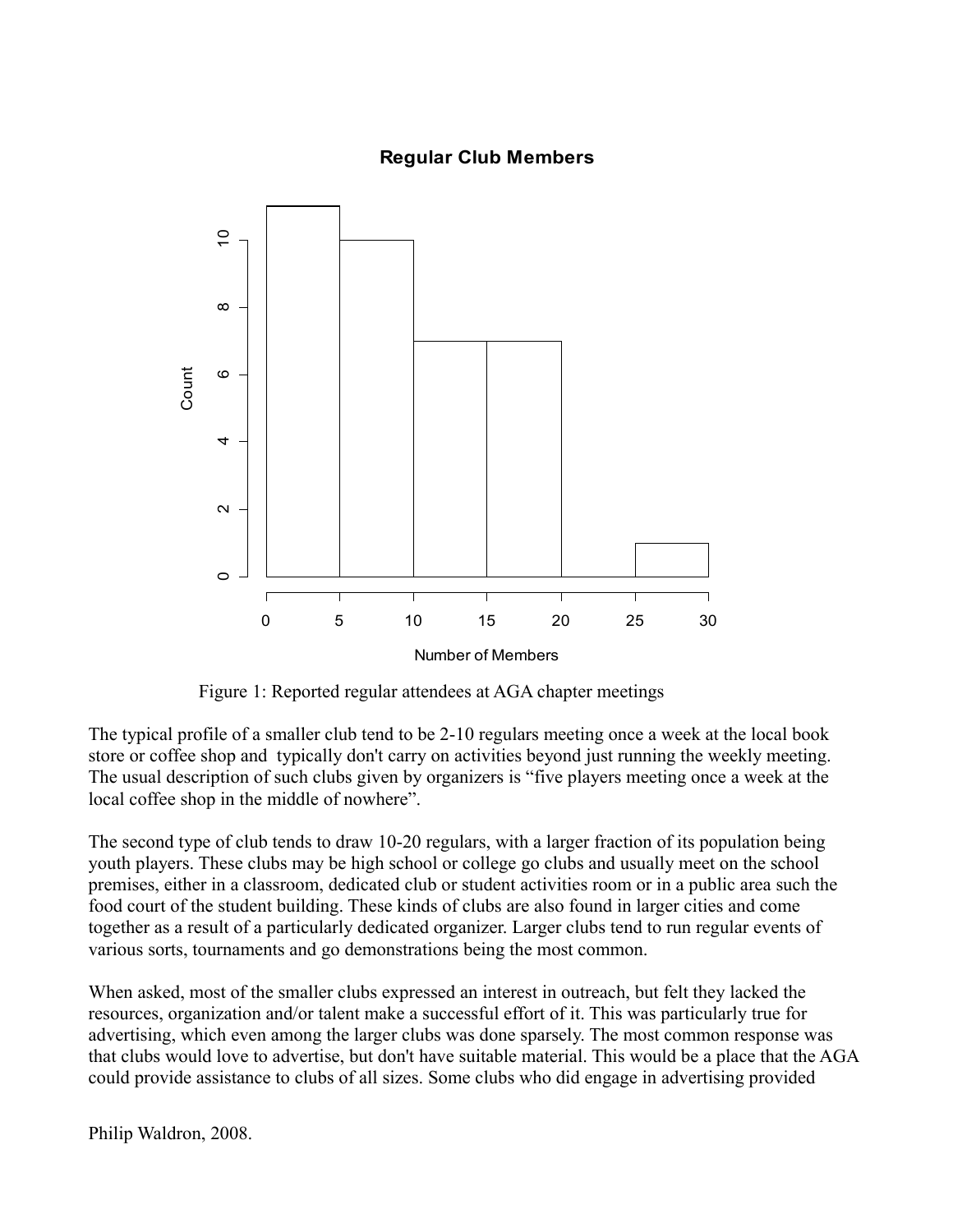Figure 1: Reported regular attendees at AGA chapter meetings

The typical profile of a smaller club tend to be 2-10 regulars meeting once a week at the local book store or coffee shop and typically don't carry on activities beyond just running the weekly meeting. The usual description of such clubs given by organizers is "five players meeting once a week at the local coffee shop in the middle of nowhere".

The second type of club tends to draw 10-20 regulars, with a larger fraction of its population being youth players. These clubs may be high school or college go clubs and usually meet on the school premises, either in a classroom, dedicated club or student activities room or in a public area such the food court of the student building. These kinds of clubs are also found in larger cities and come together as a result of a particularly dedicated organizer. Larger clubs tend to run regular events of various sorts, tournaments and go demonstrations being the most common.

When asked, most of the smaller clubs expressed an interest in outreach, but felt they lacked the resources, organization and/or talent make a successful effort of it. This was particularly true for advertising, which even among the larger clubs was done sparsely. The most common response was that clubs would love to advertise, but don't have suitable material. This would be a place that the AGA could provide assistance to clubs of all sizes. Some clubs who did engage in advertising provided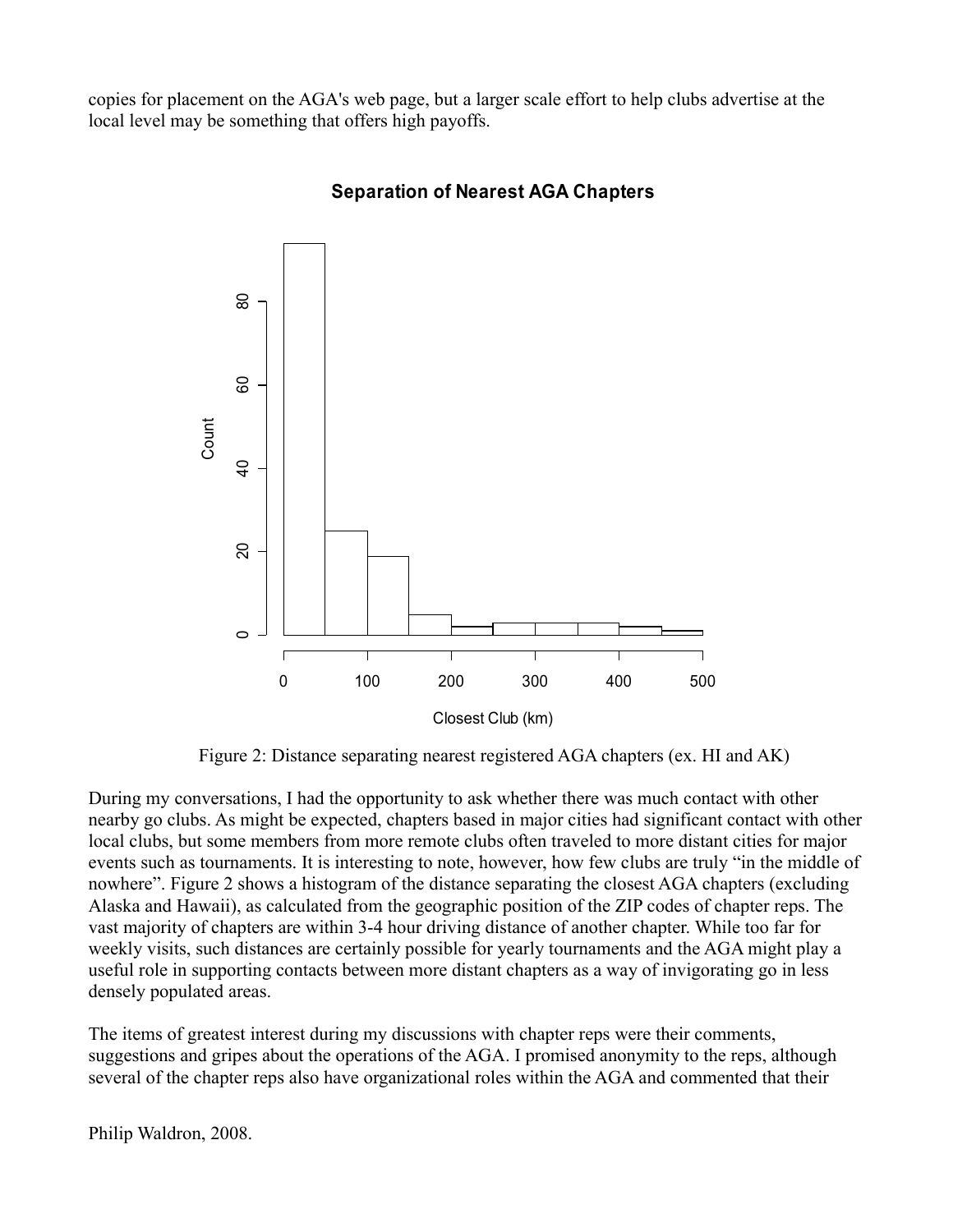copies for placement on the AGA's web page, but a larger scale effort to help clubs advertise at the local level may be something that offers high payoffs.

Figure 2: Distance separating nearest registered AGA chapters (ex. HI and AK)

During my conversations, I had the opportunity to ask whether there was much contact with other nearby go clubs. As might be expected, chapters based in major cities had significant contact with other local clubs, but some members from more remote clubs often traveled to more distant cities for major events such as tournaments. It is interesting to note, however, how few clubs are truly "in the middle of nowhere". Figure 2 shows a histogram of the distance separating the closest AGA chapters (excluding Alaska and Hawaii), as calculated from the geographic position of the ZIP codes of chapter reps. The vast majority of chapters are within 3-4 hour driving distance of another chapter. While too far for weekly visits, such distances are certainly possible for yearly tournaments and the AGA might play a useful role in supporting contacts between more distant chapters as a way of invigorating go in less densely populated areas.

The items of greatest interest during my discussions with chapter reps were their comments, suggestions and gripes about the operations of the AGA. I promised anonymity to the reps, although several of the chapter reps also have organizational roles within the AGA and commented that their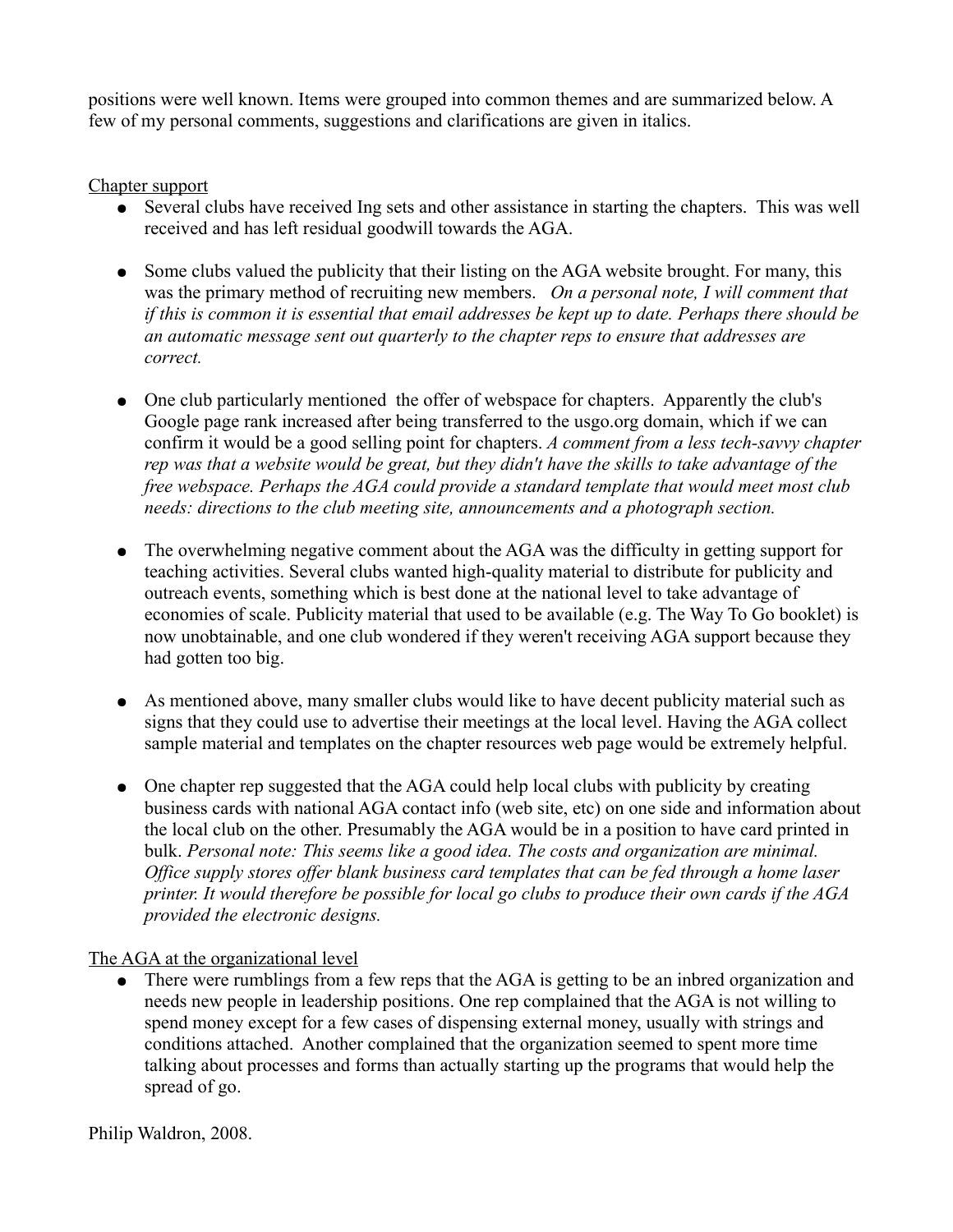positions were well known. Items were grouped into common themes and are summarized below. A few of my personal comments, suggestions and clarifications are given in italics.

Chapter support

- Several clubs have received Ing sets and other assistance in starting the chapters. This was well received and has left residual goodwill towards the AGA.
- Some clubs valued the publicity that their listing on the AGA website brought. For many, this was the primary method of recruiting new members. *On a personal note, I will comment that if this is common it is essential that email addresses be kept up to date. Perhaps there should be an automatic message sent out quarterly to the chapter reps to ensure that addresses are correct.*
- One club particularly mentioned the offer of webspace for chapters. Apparently the club's Google page rank increased after being transferred to the usgo.org domain, which if we can confirm it would be a good selling point for chapters. *A comment from a less tech-savvy chapter rep was that a website would be great, but they didn't have the skills to take advantage of the free webspace. Perhaps the AGA could provide a standard template that would meet most club needs: directions to the club meeting site, announcements and a photograph section.*
- The overwhelming negative comment about the AGA was the difficulty in getting support for teaching activities. Several clubs wanted high-quality material to distribute for publicity and outreach events, something which is best done at the national level to take advantage of economies of scale. Publicity material that used to be available (e.g. The Way To Go booklet) is now unobtainable, and one club wondered if they weren't receiving AGA support because they had gotten too big.
- As mentioned above, many smaller clubs would like to have decent publicity material such as signs that they could use to advertise their meetings at the local level. Having the AGA collect sample material and templates on the chapter resources web page would be extremely helpful.
- One chapter rep suggested that the AGA could help local clubs with publicity by creating business cards with national AGA contact info (web site, etc) on one side and information about the local club on the other. Presumably the AGA would be in a position to have card printed in bulk. *Personal note: This seems like a good idea. The costs and organization are minimal. Office supply stores offer blank business card templates that can be fed through a home laser printer. It would therefore be possible for local go clubs to produce their own cards if the AGA provided the electronic designs.*

The AGA at the organizational level

- There were rumblings from a few reps that the AGA is getting to be an inbred organization and needs new people in leadership positions. One rep complained that the AGA is not willing to spend money except for a few cases of dispensing external money, usually with strings and conditions attached. Another complained that the organization seemed to spent more time talking about processes and forms than actually starting up the programs that would help the spread of go.

Philip Waldron, 2008.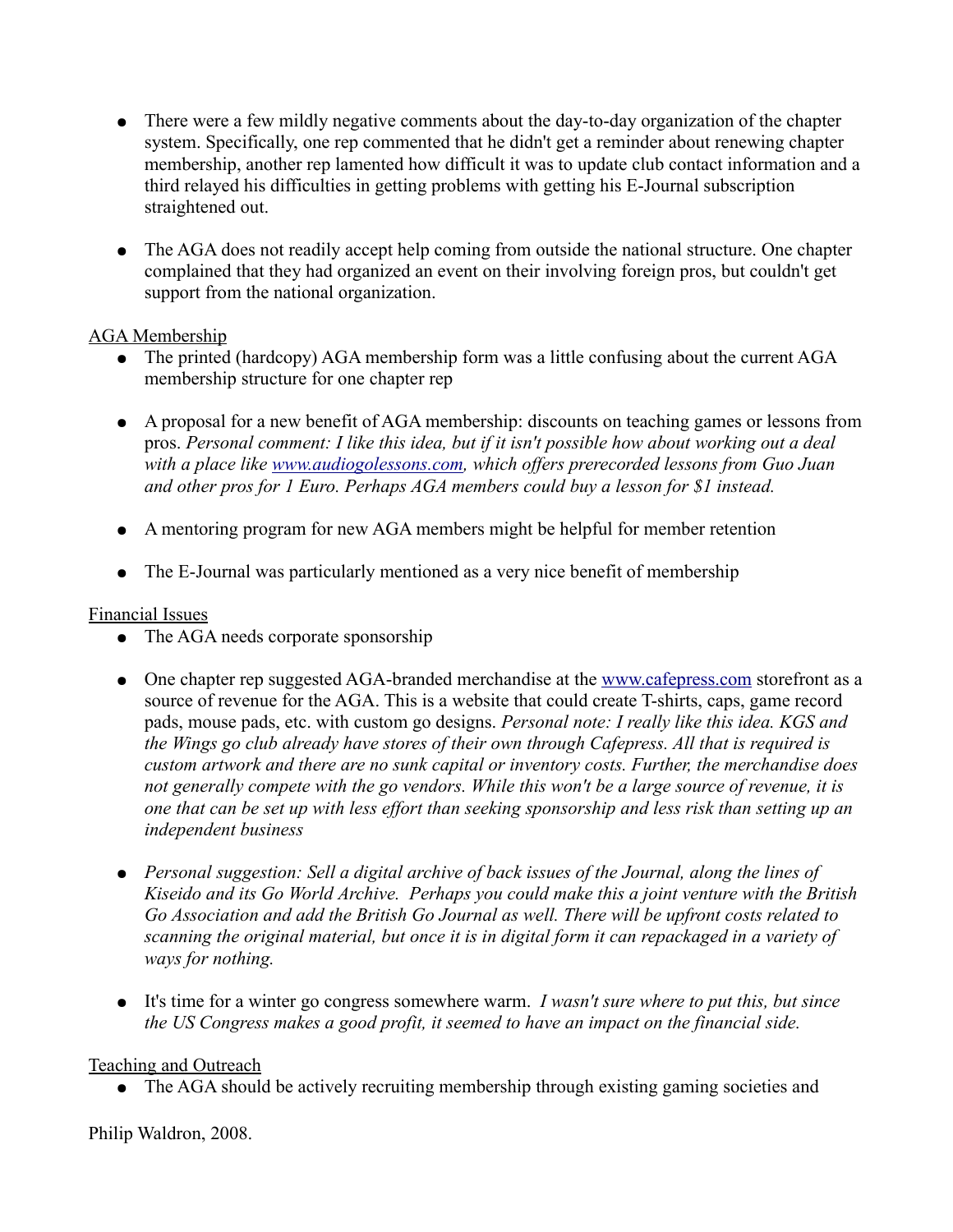- There were a few mildly negative comments about the day-to-day organization of the chapter system. Specifically, one rep commented that he didn't get a reminder about renewing chapter membership, another rep lamented how difficult it was to update club contact information and a third relayed his difficulties in getting problems with getting his E-Journal subscription straightened out.

- The AGA does not readily accept help coming from outside the national structure. One chapter complained that they had organized an event on their involving foreign pros, but couldn't get support from the national organization.

<u>AGA Membership</u>

- The printed (hardcopy) AGA membership form was a little confusing about the current AGA membership structure for one chapter rep

- A proposal for a new benefit of AGA membership: discounts on teaching games or lessons from pros. *Personal comment: I like this idea, but if it isn't possible how about working out a deal with a place like [www.audiogolessons.com](http://www.audiogolessons.com), which offers prerecorded lessons from Guo Juan and other pros for 1 Euro. Perhaps AGA members could buy a lesson for $1 instead.*

- A mentoring program for new AGA members might be helpful for member retention

- The E-Journal was particularly mentioned as a very nice benefit of membership

<u>Financial Issues</u>

- The AGA needs corporate sponsorship

- One chapter rep suggested AGA-branded merchandise at the [www.cafepress.com](http://www.cafepress.com) storefront as a source of revenue for the AGA. This is a website that could create T-shirts, caps, game record pads, mouse pads, etc. with custom go designs. *Personal note: I really like this idea. KGS and the Wings go club already have stores of their own through Cafepress. All that is required is custom artwork and there are no sunk capital or inventory costs. Further, the merchandise does not generally compete with the go vendors. While this won't be a large source of revenue, it is one that can be set up with less effort than seeking sponsorship and less risk than setting up an independent business*

- *Personal suggestion: Sell a digital archive of back issues of the Journal, along the lines of Kiseido and its Go World Archive. Perhaps you could make this a joint venture with the British Go Association and add the British Go Journal as well. There will be upfront costs related to scanning the original material, but once it is in digital form it can repackaged in a variety of ways for nothing.*

- It's time for a winter go congress somewhere warm. *I wasn't sure where to put this, but since the US Congress makes a good profit, it seemed to have an impact on the financial side.*

<u>Teaching and Outreach</u>

- The AGA should be actively recruiting membership through existing gaming societies and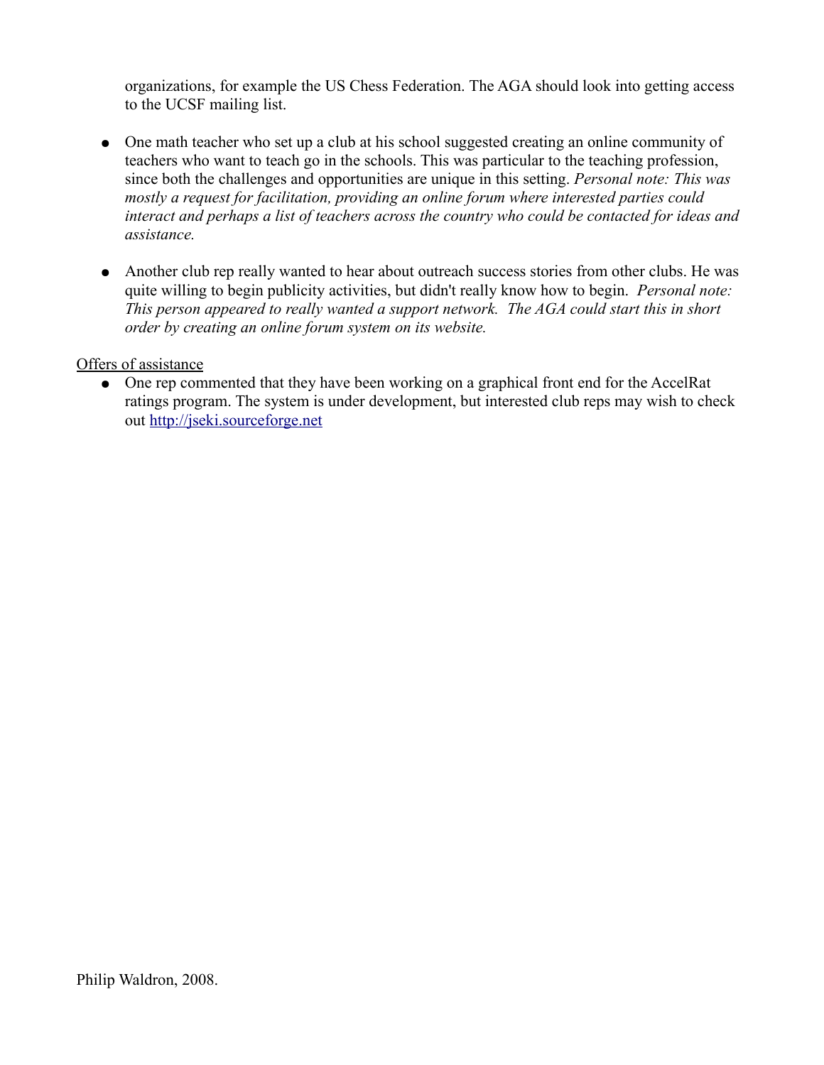organizations, for example the US Chess Federation. The AGA should look into getting access to the UCSF mailing list.

- One math teacher who set up a club at his school suggested creating an online community of teachers who want to teach go in the schools. This was particular to the teaching profession, since both the challenges and opportunities are unique in this setting. *Personal note: This was mostly a request for facilitation, providing an online forum where interested parties could interact and perhaps a list of teachers across the country who could be contacted for ideas and assistance.*

- Another club rep really wanted to hear about outreach success stories from other clubs. He was quite willing to begin publicity activities, but didn't really know how to begin. *Personal note: This person appeared to really wanted a support network. The AGA could start this in short order by creating an online forum system on its website.*

<u>Offers of assistance</u>

- One rep commented that they have been working on a graphical front end for the AccelRat ratings program. The system is under development, but interested club reps may wish to check out [http://jseki.sourceforge.net](http://jseki.sourceforge.net)

Philip Waldron, 2008.